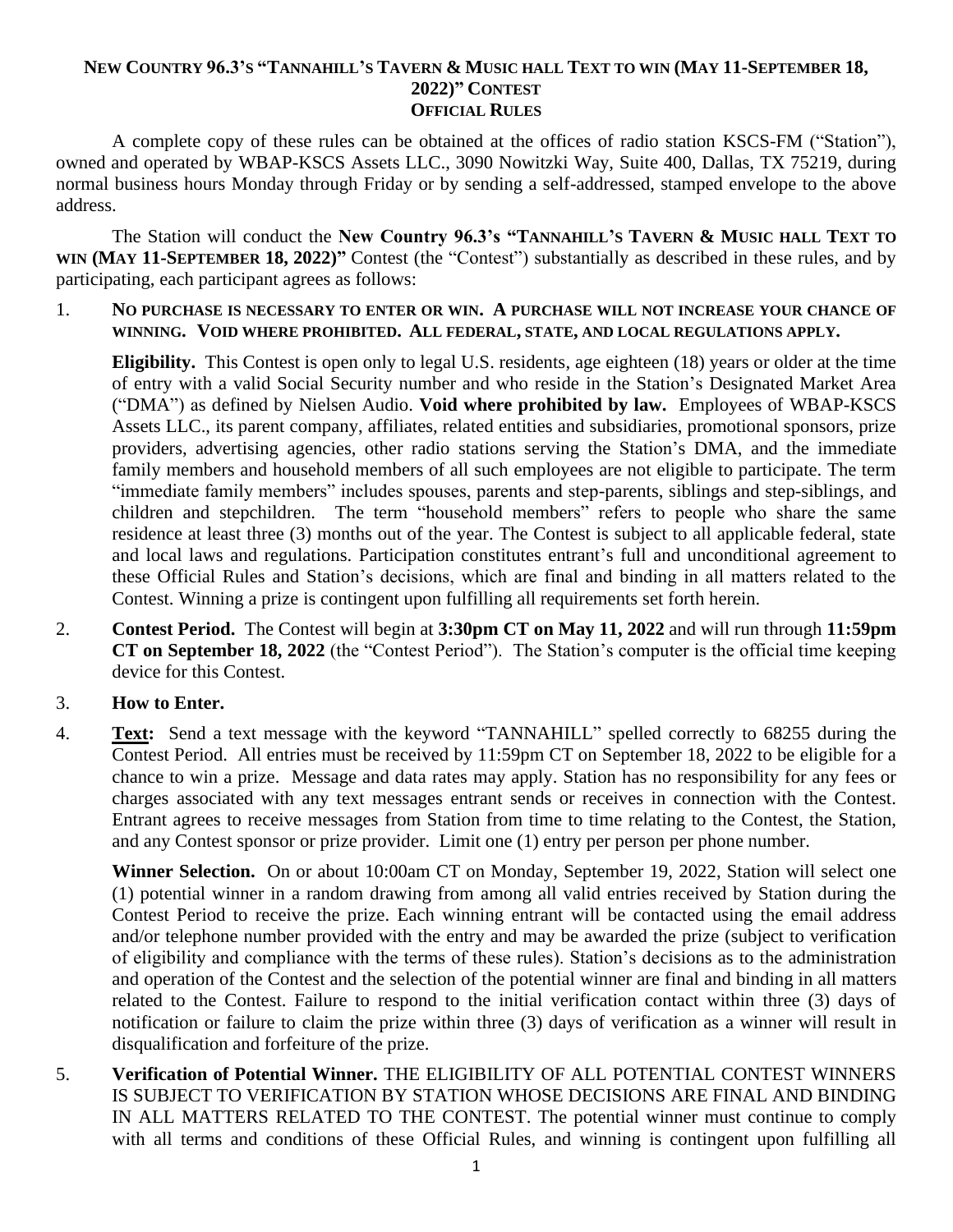# NEW COUNTRY 96.3'S "TANNAHILL'S TAVERN & MUSIC HALL TEXT TO WIN (MAY 11-SEPTEMBER 18, 2022)" CONTEST
## OFFICIAL RULES

A complete copy of these rules can be obtained at the offices of radio station KSCS-FM ("Station"), owned and operated by WBAP-KSCS Assets LLC., 3090 Nowitzki Way, Suite 400, Dallas, TX 75219, during normal business hours Monday through Friday or by sending a self-addressed, stamped envelope to the above address.

The Station will conduct the **New Country 96.3's "TANNAHILL'S TAVERN & MUSIC HALL TEXT TO WIN (MAY 11-SEPTEMBER 18, 2022)"** Contest (the "Contest") substantially as described in these rules, and by participating, each participant agrees as follows:

1. **NO PURCHASE IS NECESSARY TO ENTER OR WIN. A PURCHASE WILL NOT INCREASE YOUR CHANCE OF WINNING. VOID WHERE PROHIBITED. ALL FEDERAL, STATE, AND LOCAL REGULATIONS APPLY.**

   **Eligibility.** This Contest is open only to legal U.S. residents, age eighteen (18) years or older at the time of entry with a valid Social Security number and who reside in the Station's Designated Market Area ("DMA") as defined by Nielsen Audio. **Void where prohibited by law.** Employees of WBAP-KSCS Assets LLC., its parent company, affiliates, related entities and subsidiaries, promotional sponsors, prize providers, advertising agencies, other radio stations serving the Station's DMA, and the immediate family members and household members of all such employees are not eligible to participate. The term "immediate family members" includes spouses, parents and step-parents, siblings and step-siblings, and children and stepchildren. The term "household members" refers to people who share the same residence at least three (3) months out of the year. The Contest is subject to all applicable federal, state and local laws and regulations. Participation constitutes entrant's full and unconditional agreement to these Official Rules and Station's decisions, which are final and binding in all matters related to the Contest. Winning a prize is contingent upon fulfilling all requirements set forth herein.

2. **Contest Period.** The Contest will begin at **3:30pm CT on May 11, 2022** and will run through **11:59pm CT on September 18, 2022** (the "Contest Period"). The Station's computer is the official time keeping device for this Contest.

3. **How to Enter.**

4. **Text:** Send a text message with the keyword "TANNAHILL" spelled correctly to 68255 during the Contest Period. All entries must be received by 11:59pm CT on September 18, 2022 to be eligible for a chance to win a prize. Message and data rates may apply. Station has no responsibility for any fees or charges associated with any text messages entrant sends or receives in connection with the Contest. Entrant agrees to receive messages from Station from time to time relating to the Contest, the Station, and any Contest sponsor or prize provider. Limit one (1) entry per person per phone number.

   **Winner Selection.** On or about 10:00am CT on Monday, September 19, 2022, Station will select one (1) potential winner in a random drawing from among all valid entries received by Station during the Contest Period to receive the prize. Each winning entrant will be contacted using the email address and/or telephone number provided with the entry and may be awarded the prize (subject to verification of eligibility and compliance with the terms of these rules). Station's decisions as to the administration and operation of the Contest and the selection of the potential winner are final and binding in all matters related to the Contest. Failure to respond to the initial verification contact within three (3) days of notification or failure to claim the prize within three (3) days of verification as a winner will result in disqualification and forfeiture of the prize.

5. **Verification of Potential Winner.** THE ELIGIBILITY OF ALL POTENTIAL CONTEST WINNERS IS SUBJECT TO VERIFICATION BY STATION WHOSE DECISIONS ARE FINAL AND BINDING IN ALL MATTERS RELATED TO THE CONTEST. The potential winner must continue to comply with all terms and conditions of these Official Rules, and winning is contingent upon fulfilling all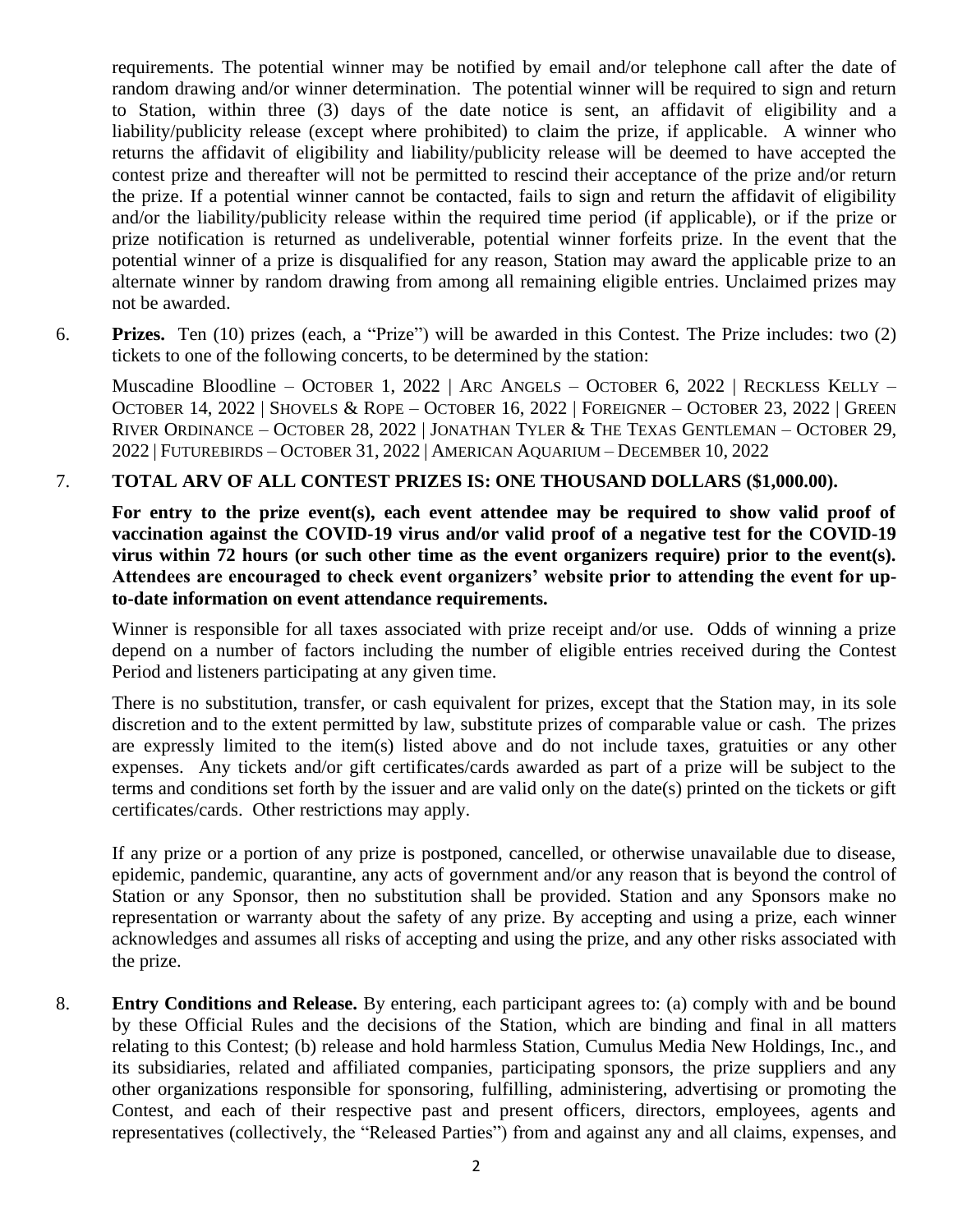requirements. The potential winner may be notified by email and/or telephone call after the date of random drawing and/or winner determination. The potential winner will be required to sign and return to Station, within three (3) days of the date notice is sent, an affidavit of eligibility and a liability/publicity release (except where prohibited) to claim the prize, if applicable. A winner who returns the affidavit of eligibility and liability/publicity release will be deemed to have accepted the contest prize and thereafter will not be permitted to rescind their acceptance of the prize and/or return the prize. If a potential winner cannot be contacted, fails to sign and return the affidavit of eligibility and/or the liability/publicity release within the required time period (if applicable), or if the prize or prize notification is returned as undeliverable, potential winner forfeits prize. In the event that the potential winner of a prize is disqualified for any reason, Station may award the applicable prize to an alternate winner by random drawing from among all remaining eligible entries. Unclaimed prizes may not be awarded.

6. **Prizes.** Ten (10) prizes (each, a "Prize") will be awarded in this Contest. The Prize includes: two (2) tickets to one of the following concerts, to be determined by the station:

   Muscadine Bloodline – October 1, 2022 | Arc Angels – October 6, 2022 | Reckless Kelly – October 14, 2022 | Shovels & Rope – October 16, 2022 | Foreigner – October 23, 2022 | Green River Ordinance – October 28, 2022 | Jonathan Tyler & The Texas Gentleman – October 29, 2022 | Futurebirds – October 31, 2022 | American Aquarium – December 10, 2022

7. **TOTAL ARV OF ALL CONTEST PRIZES IS: ONE THOUSAND DOLLARS ($1,000.00).**

   **For entry to the prize event(s), each event attendee may be required to show valid proof of vaccination against the COVID-19 virus and/or valid proof of a negative test for the COVID-19 virus within 72 hours (or such other time as the event organizers require) prior to the event(s). Attendees are encouraged to check event organizers' website prior to attending the event for up-to-date information on event attendance requirements.**

   Winner is responsible for all taxes associated with prize receipt and/or use. Odds of winning a prize depend on a number of factors including the number of eligible entries received during the Contest Period and listeners participating at any given time.

   There is no substitution, transfer, or cash equivalent for prizes, except that the Station may, in its sole discretion and to the extent permitted by law, substitute prizes of comparable value or cash. The prizes are expressly limited to the item(s) listed above and do not include taxes, gratuities or any other expenses. Any tickets and/or gift certificates/cards awarded as part of a prize will be subject to the terms and conditions set forth by the issuer and are valid only on the date(s) printed on the tickets or gift certificates/cards. Other restrictions may apply.

   If any prize or a portion of any prize is postponed, cancelled, or otherwise unavailable due to disease, epidemic, pandemic, quarantine, any acts of government and/or any reason that is beyond the control of Station or any Sponsor, then no substitution shall be provided. Station and any Sponsors make no representation or warranty about the safety of any prize. By accepting and using a prize, each winner acknowledges and assumes all risks of accepting and using the prize, and any other risks associated with the prize.

8. **Entry Conditions and Release.** By entering, each participant agrees to: (a) comply with and be bound by these Official Rules and the decisions of the Station, which are binding and final in all matters relating to this Contest; (b) release and hold harmless Station, Cumulus Media New Holdings, Inc., and its subsidiaries, related and affiliated companies, participating sponsors, the prize suppliers and any other organizations responsible for sponsoring, fulfilling, administering, advertising or promoting the Contest, and each of their respective past and present officers, directors, employees, agents and representatives (collectively, the "Released Parties") from and against any and all claims, expenses, and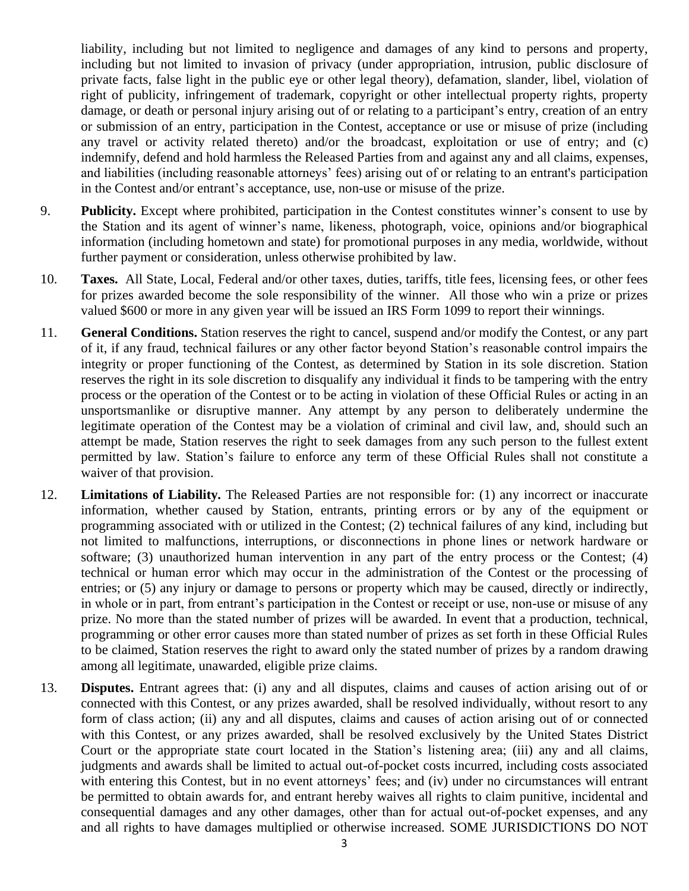liability, including but not limited to negligence and damages of any kind to persons and property, including but not limited to invasion of privacy (under appropriation, intrusion, public disclosure of private facts, false light in the public eye or other legal theory), defamation, slander, libel, violation of right of publicity, infringement of trademark, copyright or other intellectual property rights, property damage, or death or personal injury arising out of or relating to a participant's entry, creation of an entry or submission of an entry, participation in the Contest, acceptance or use or misuse of prize (including any travel or activity related thereto) and/or the broadcast, exploitation or use of entry; and (c) indemnify, defend and hold harmless the Released Parties from and against any and all claims, expenses, and liabilities (including reasonable attorneys' fees) arising out of or relating to an entrant's participation in the Contest and/or entrant's acceptance, use, non-use or misuse of the prize.

9. **Publicity.** Except where prohibited, participation in the Contest constitutes winner's consent to use by the Station and its agent of winner's name, likeness, photograph, voice, opinions and/or biographical information (including hometown and state) for promotional purposes in any media, worldwide, without further payment or consideration, unless otherwise prohibited by law.

10. **Taxes.** All State, Local, Federal and/or other taxes, duties, tariffs, title fees, licensing fees, or other fees for prizes awarded become the sole responsibility of the winner. All those who win a prize or prizes valued $600 or more in any given year will be issued an IRS Form 1099 to report their winnings.

11. **General Conditions.** Station reserves the right to cancel, suspend and/or modify the Contest, or any part of it, if any fraud, technical failures or any other factor beyond Station's reasonable control impairs the integrity or proper functioning of the Contest, as determined by Station in its sole discretion. Station reserves the right in its sole discretion to disqualify any individual it finds to be tampering with the entry process or the operation of the Contest or to be acting in violation of these Official Rules or acting in an unsportsmanlike or disruptive manner. Any attempt by any person to deliberately undermine the legitimate operation of the Contest may be a violation of criminal and civil law, and, should such an attempt be made, Station reserves the right to seek damages from any such person to the fullest extent permitted by law. Station's failure to enforce any term of these Official Rules shall not constitute a waiver of that provision.

12. **Limitations of Liability.** The Released Parties are not responsible for: (1) any incorrect or inaccurate information, whether caused by Station, entrants, printing errors or by any of the equipment or programming associated with or utilized in the Contest; (2) technical failures of any kind, including but not limited to malfunctions, interruptions, or disconnections in phone lines or network hardware or software; (3) unauthorized human intervention in any part of the entry process or the Contest; (4) technical or human error which may occur in the administration of the Contest or the processing of entries; or (5) any injury or damage to persons or property which may be caused, directly or indirectly, in whole or in part, from entrant's participation in the Contest or receipt or use, non-use or misuse of any prize. No more than the stated number of prizes will be awarded. In event that a production, technical, programming or other error causes more than stated number of prizes as set forth in these Official Rules to be claimed, Station reserves the right to award only the stated number of prizes by a random drawing among all legitimate, unawarded, eligible prize claims.

13. **Disputes.** Entrant agrees that: (i) any and all disputes, claims and causes of action arising out of or connected with this Contest, or any prizes awarded, shall be resolved individually, without resort to any form of class action; (ii) any and all disputes, claims and causes of action arising out of or connected with this Contest, or any prizes awarded, shall be resolved exclusively by the United States District Court or the appropriate state court located in the Station's listening area; (iii) any and all claims, judgments and awards shall be limited to actual out-of-pocket costs incurred, including costs associated with entering this Contest, but in no event attorneys' fees; and (iv) under no circumstances will entrant be permitted to obtain awards for, and entrant hereby waives all rights to claim punitive, incidental and consequential damages and any other damages, other than for actual out-of-pocket expenses, and any and all rights to have damages multiplied or otherwise increased. SOME JURISDICTIONS DO NOT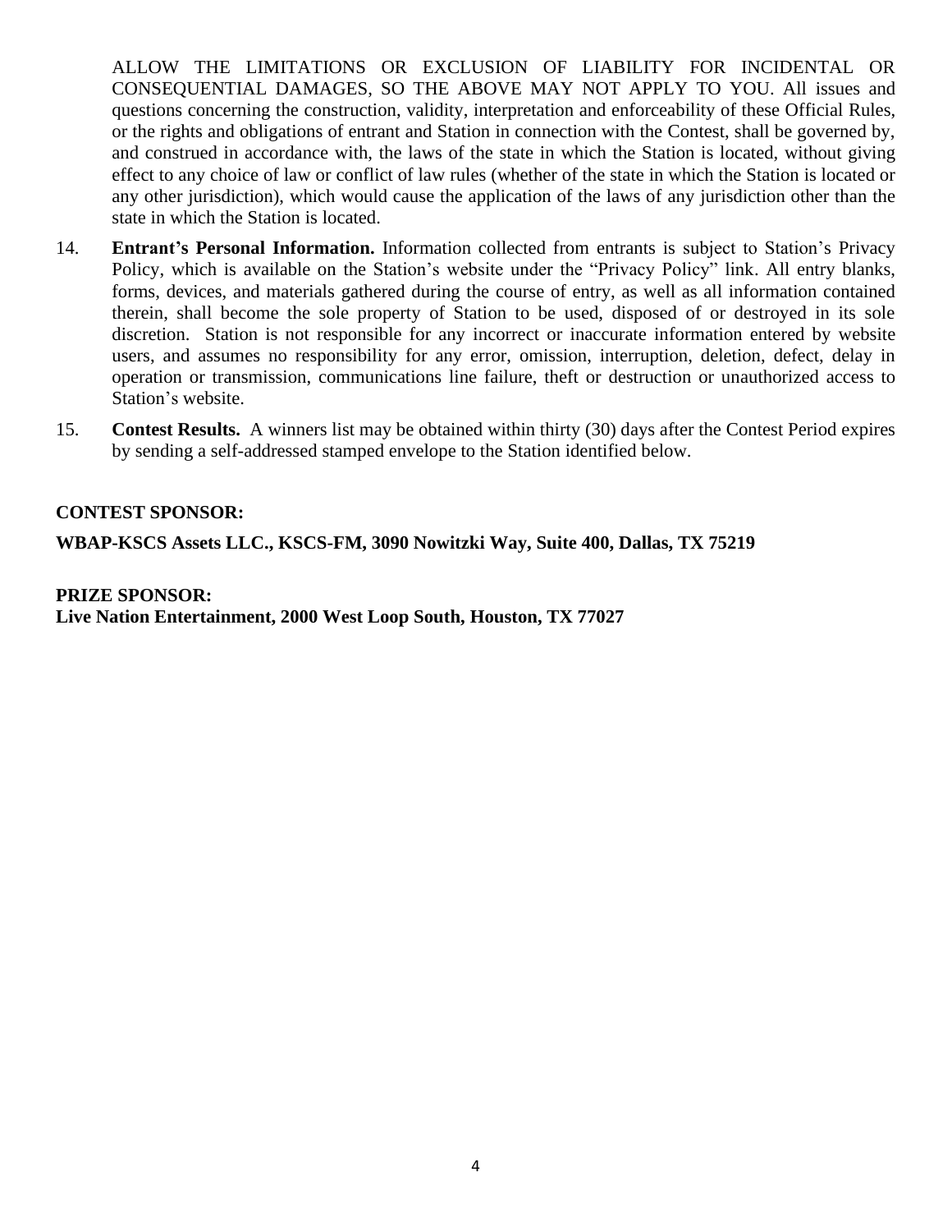ALLOW THE LIMITATIONS OR EXCLUSION OF LIABILITY FOR INCIDENTAL OR CONSEQUENTIAL DAMAGES, SO THE ABOVE MAY NOT APPLY TO YOU. All issues and questions concerning the construction, validity, interpretation and enforceability of these Official Rules, or the rights and obligations of entrant and Station in connection with the Contest, shall be governed by, and construed in accordance with, the laws of the state in which the Station is located, without giving effect to any choice of law or conflict of law rules (whether of the state in which the Station is located or any other jurisdiction), which would cause the application of the laws of any jurisdiction other than the state in which the Station is located.

14. **Entrant's Personal Information.** Information collected from entrants is subject to Station's Privacy Policy, which is available on the Station's website under the "Privacy Policy" link. All entry blanks, forms, devices, and materials gathered during the course of entry, as well as all information contained therein, shall become the sole property of Station to be used, disposed of or destroyed in its sole discretion. Station is not responsible for any incorrect or inaccurate information entered by website users, and assumes no responsibility for any error, omission, interruption, deletion, defect, delay in operation or transmission, communications line failure, theft or destruction or unauthorized access to Station's website.

15. **Contest Results.** A winners list may be obtained within thirty (30) days after the Contest Period expires by sending a self-addressed stamped envelope to the Station identified below.

**CONTEST SPONSOR:**

**WBAP-KSCS Assets LLC., KSCS-FM, 3090 Nowitzki Way, Suite 400, Dallas, TX 75219**

**PRIZE SPONSOR:**
**Live Nation Entertainment, 2000 West Loop South, Houston, TX 77027**